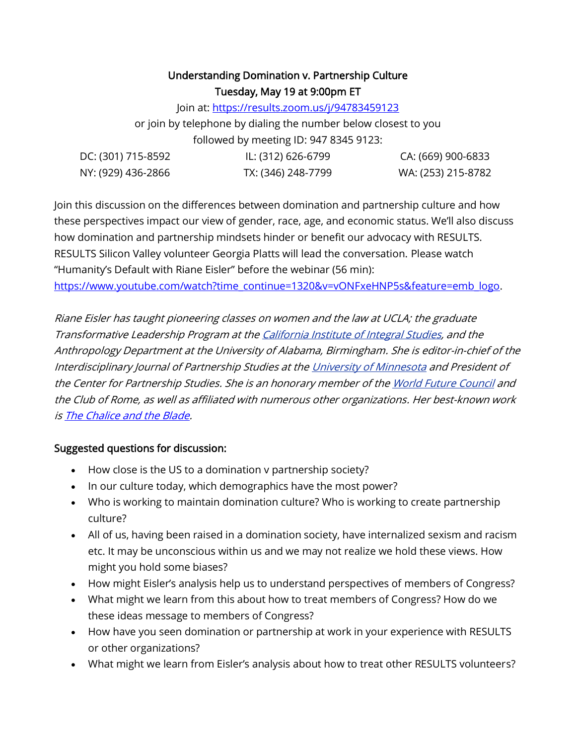**Understanding Domination v. Partnership Culture**
**Tuesday, May 19 at 9:00pm ET**

Join at: [https://results.zoom.us/j/94783459123](https://results.zoom.us/j/94783459123)
or join by telephone by dialing the number below closest to you
followed by meeting ID: 947 8345 9123:

| | | |
|---|---|---|
| DC: (301) 715-8592 | IL: (312) 626-6799 | CA: (669) 900-6833 |
| NY: (929) 436-2866 | TX: (346) 248-7799 | WA: (253) 215-8782 |

Join this discussion on the differences between domination and partnership culture and how these perspectives impact our view of gender, race, age, and economic status. We'll also discuss how domination and partnership mindsets hinder or benefit our advocacy with RESULTS. RESULTS Silicon Valley volunteer Georgia Platts will lead the conversation. Please watch "Humanity's Default with Riane Eisler" before the webinar (56 min): [https://www.youtube.com/watch?time_continue=1320&v=vONFxeHNP5s&feature=emb_logo](https://www.youtube.com/watch?time_continue=1320&v=vONFxeHNP5s&feature=emb_logo).

*Riane Eisler has taught pioneering classes on women and the law at UCLA; the graduate Transformative Leadership Program at the [California Institute of Integral Studies](), and the Anthropology Department at the University of Alabama, Birmingham. She is editor-in-chief of the Interdisciplinary Journal of Partnership Studies at the [University of Minnesota]() and President of the Center for Partnership Studies. She is an honorary member of the [World Future Council]() and the Club of Rome, as well as affiliated with numerous other organizations. Her best-known work is [The Chalice and the Blade]().*

**Suggested questions for discussion:**

- How close is the US to a domination v partnership society?
- In our culture today, which demographics have the most power?
- Who is working to maintain domination culture? Who is working to create partnership culture?
- All of us, having been raised in a domination society, have internalized sexism and racism etc. It may be unconscious within us and we may not realize we hold these views. How might you hold some biases?
- How might Eisler's analysis help us to understand perspectives of members of Congress?
- What might we learn from this about how to treat members of Congress? How do we these ideas message to members of Congress?
- How have you seen domination or partnership at work in your experience with RESULTS or other organizations?
- What might we learn from Eisler's analysis about how to treat other RESULTS volunteers?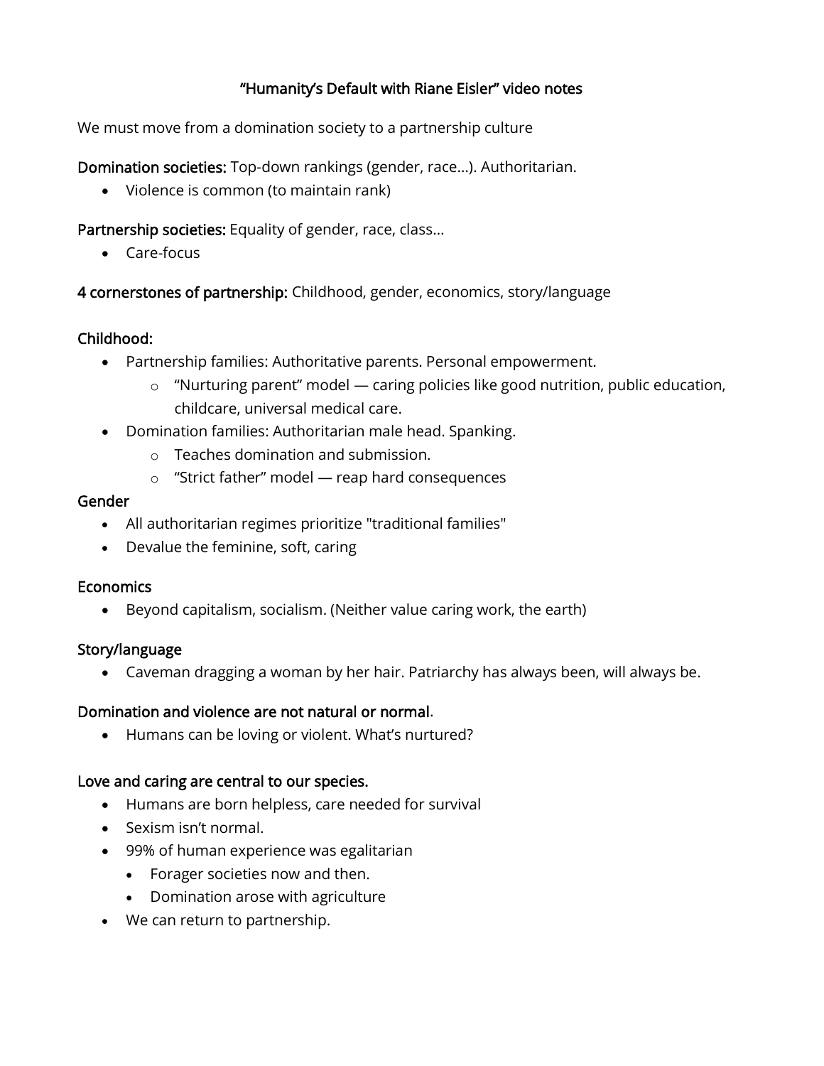# "Humanity's Default with Riane Eisler" video notes

We must move from a domination society to a partnership culture

**Domination societies:** Top-down rankings (gender, race…). Authoritarian.

- Violence is common (to maintain rank)

**Partnership societies:** Equality of gender, race, class…

- Care-focus

**4 cornerstones of partnership:** Childhood, gender, economics, story/language

## Childhood:

- Partnership families: Authoritative parents. Personal empowerment.
  - "Nurturing parent" model — caring policies like good nutrition, public education, childcare, universal medical care.
- Domination families: Authoritarian male head. Spanking.
  - Teaches domination and submission.
  - "Strict father" model — reap hard consequences

## Gender

- All authoritarian regimes prioritize "traditional families"
- Devalue the feminine, soft, caring

## Economics

- Beyond capitalism, socialism. (Neither value caring work, the earth)

## Story/language

- Caveman dragging a woman by her hair. Patriarchy has always been, will always be.

## Domination and violence are not natural or normal.

- Humans can be loving or violent. What's nurtured?

## Love and caring are central to our species.

- Humans are born helpless, care needed for survival
- Sexism isn't normal.
- 99% of human experience was egalitarian
  - Forager societies now and then.
  - Domination arose with agriculture
- We can return to partnership.